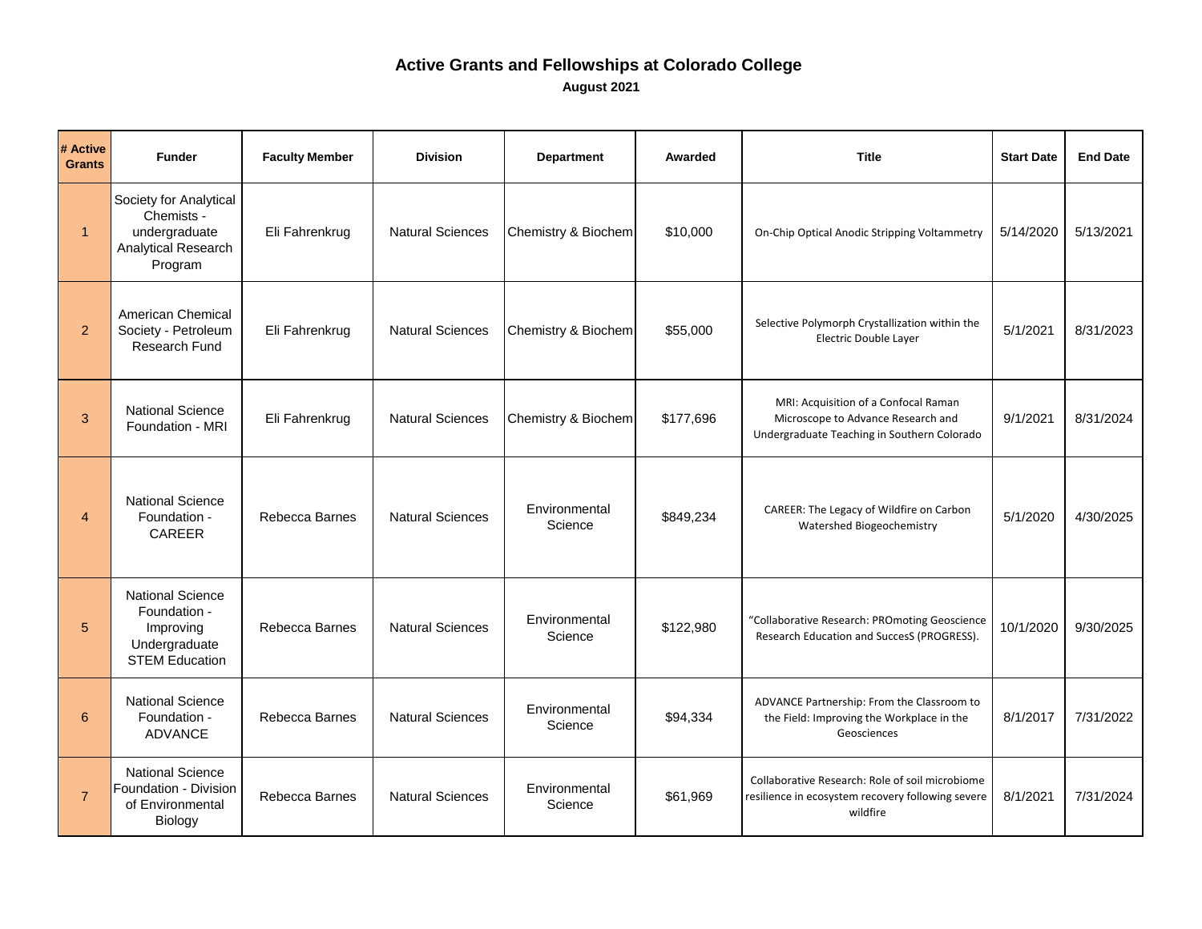# Active Grants and Fellowships at Colorado College

**August 2021**

| # Active Grants | Funder | Faculty Member | Division | Department | Awarded | Title | Start Date | End Date |
|---|---|---|---|---|---|---|---|---|
| 1 | Society for Analytical Chemists - undergraduate Analytical Research Program | Eli Fahrenkrug | Natural Sciences | Chemistry & Biochem | $10,000 | On-Chip Optical Anodic Stripping Voltammetry | 5/14/2020 | 5/13/2021 |
| 2 | American Chemical Society - Petroleum Research Fund | Eli Fahrenkrug | Natural Sciences | Chemistry & Biochem | $55,000 | Selective Polymorph Crystallization within the Electric Double Layer | 5/1/2021 | 8/31/2023 |
| 3 | National Science Foundation - MRI | Eli Fahrenkrug | Natural Sciences | Chemistry & Biochem | $177,696 | MRI: Acquisition of a Confocal Raman Microscope to Advance Research and Undergraduate Teaching in Southern Colorado | 9/1/2021 | 8/31/2024 |
| 4 | National Science Foundation - CAREER | Rebecca Barnes | Natural Sciences | Environmental Science | $849,234 | CAREER: The Legacy of Wildfire on Carbon Watershed Biogeochemistry | 5/1/2020 | 4/30/2025 |
| 5 | National Science Foundation - Improving Undergraduate STEM Education | Rebecca Barnes | Natural Sciences | Environmental Science | $122,980 | "Collaborative Research: PROmoting Geoscience Research Education and SuccesS (PROGRESS). | 10/1/2020 | 9/30/2025 |
| 6 | National Science Foundation - ADVANCE | Rebecca Barnes | Natural Sciences | Environmental Science | $94,334 | ADVANCE Partnership: From the Classroom to the Field: Improving the Workplace in the Geosciences | 8/1/2017 | 7/31/2022 |
| 7 | National Science Foundation - Division of Environmental Biology | Rebecca Barnes | Natural Sciences | Environmental Science | $61,969 | Collaborative Research: Role of soil microbiome resilience in ecosystem recovery following severe wildfire | 8/1/2021 | 7/31/2024 |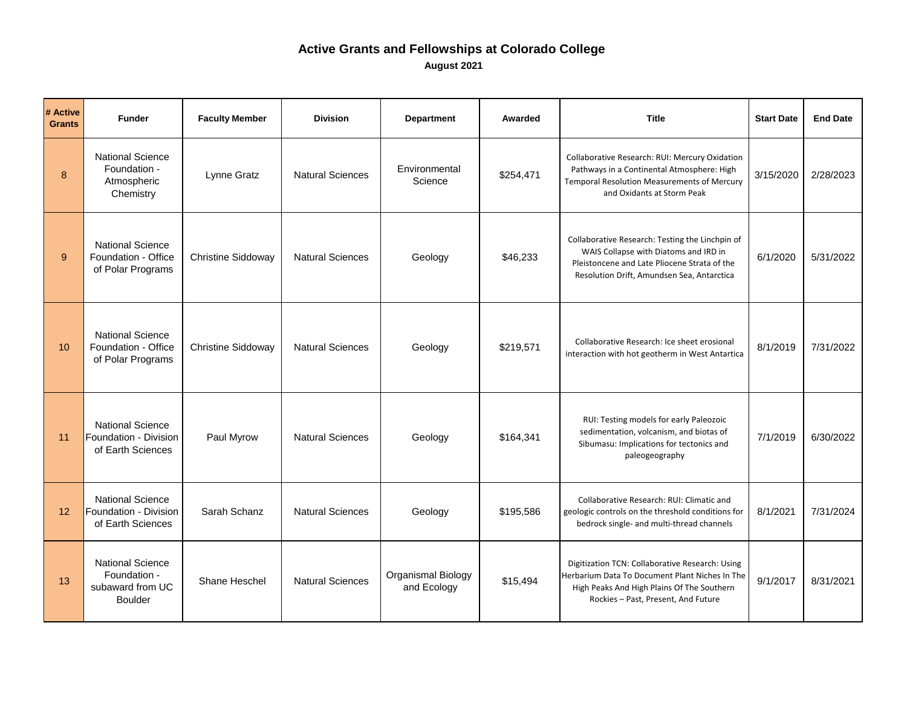# Active Grants and Fellowships at Colorado College

**August 2021**

| # Active Grants | Funder | Faculty Member | Division | Department | Awarded | Title | Start Date | End Date |
|---|---|---|---|---|---|---|---|---|
| 8 | National Science Foundation - Atmospheric Chemistry | Lynne Gratz | Natural Sciences | Environmental Science | $254,471 | Collaborative Research: RUI: Mercury Oxidation Pathways in a Continental Atmosphere: High Temporal Resolution Measurements of Mercury and Oxidants at Storm Peak | 3/15/2020 | 2/28/2023 |
| 9 | National Science Foundation - Office of Polar Programs | Christine Siddoway | Natural Sciences | Geology | $46,233 | Collaborative Research: Testing the Linchpin of WAIS Collapse with Diatoms and IRD in Pleistoncene and Late Pliocene Strata of the Resolution Drift, Amundsen Sea, Antarctica | 6/1/2020 | 5/31/2022 |
| 10 | National Science Foundation - Office of Polar Programs | Christine Siddoway | Natural Sciences | Geology | $219,571 | Collaborative Research: Ice sheet erosional interaction with hot geotherm in West Antartica | 8/1/2019 | 7/31/2022 |
| 11 | National Science Foundation - Division of Earth Sciences | Paul Myrow | Natural Sciences | Geology | $164,341 | RUI: Testing models for early Paleozoic sedimentation, volcanism, and biotas of Sibumasu: Implications for tectonics and paleogeography | 7/1/2019 | 6/30/2022 |
| 12 | National Science Foundation - Division of Earth Sciences | Sarah Schanz | Natural Sciences | Geology | $195,586 | Collaborative Research: RUI: Climatic and geologic controls on the threshold conditions for bedrock single- and multi-thread channels | 8/1/2021 | 7/31/2024 |
| 13 | National Science Foundation - subaward from UC Boulder | Shane Heschel | Natural Sciences | Organismal Biology and Ecology | $15,494 | Digitization TCN: Collaborative Research: Using Herbarium Data To Document Plant Niches In The High Peaks And High Plains Of The Southern Rockies – Past, Present, And Future | 9/1/2017 | 8/31/2021 |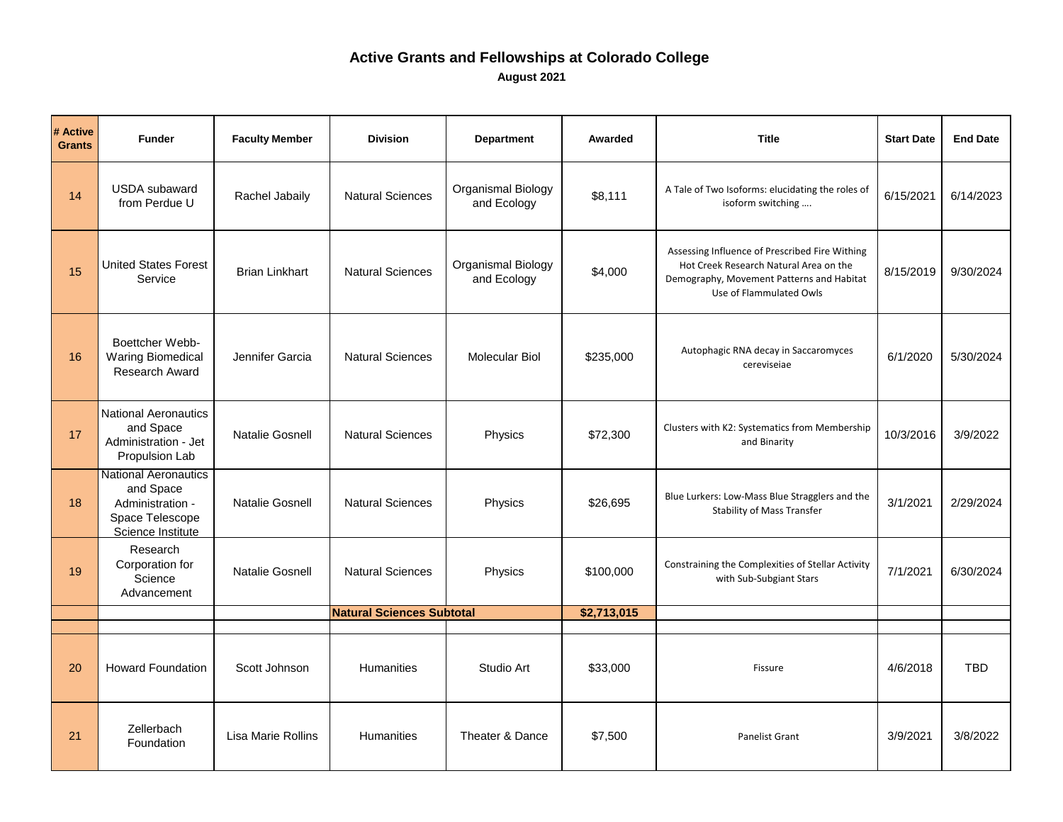# Active Grants and Fellowships at Colorado College

**August 2021**

| # Active Grants | Funder | Faculty Member | Division | Department | Awarded | Title | Start Date | End Date |
|---|---|---|---|---|---|---|---|---|
| 14 | USDA subaward from Perdue U | Rachel Jabaily | Natural Sciences | Organismal Biology and Ecology | $8,111 | A Tale of Two Isoforms: elucidating the roles of isoform switching …. | 6/15/2021 | 6/14/2023 |
| 15 | United States Forest Service | Brian Linkhart | Natural Sciences | Organismal Biology and Ecology | $4,000 | Assessing Influence of Prescribed Fire Withing Hot Creek Research Natural Area on the Demography, Movement Patterns and Habitat Use of Flammulated Owls | 8/15/2019 | 9/30/2024 |
| 16 | Boettcher Webb-Waring Biomedical Research Award | Jennifer Garcia | Natural Sciences | Molecular Biol | $235,000 | Autophagic RNA decay in Saccaromyces cereviseiae | 6/1/2020 | 5/30/2024 |
| 17 | National Aeronautics and Space Administration - Jet Propulsion Lab | Natalie Gosnell | Natural Sciences | Physics | $72,300 | Clusters with K2: Systematics from Membership and Binarity | 10/3/2016 | 3/9/2022 |
| 18 | National Aeronautics and Space Administration - Space Telescope Science Institute | Natalie Gosnell | Natural Sciences | Physics | $26,695 | Blue Lurkers: Low-Mass Blue Stragglers and the Stability of Mass Transfer | 3/1/2021 | 2/29/2024 |
| 19 | Research Corporation for Science Advancement | Natalie Gosnell | Natural Sciences | Physics | $100,000 | Constraining the Complexities of Stellar Activity with Sub-Subgiant Stars | 7/1/2021 | 6/30/2024 |
| | | | **Natural Sciences Subtotal** | | **$2,713,015** | | | |
| | | | | | | | | |
| 20 | Howard Foundation | Scott Johnson | Humanities | Studio Art | $33,000 | Fissure | 4/6/2018 | TBD |
| 21 | Zellerbach Foundation | Lisa Marie Rollins | Humanities | Theater & Dance | $7,500 | Panelist Grant | 3/9/2021 | 3/8/2022 |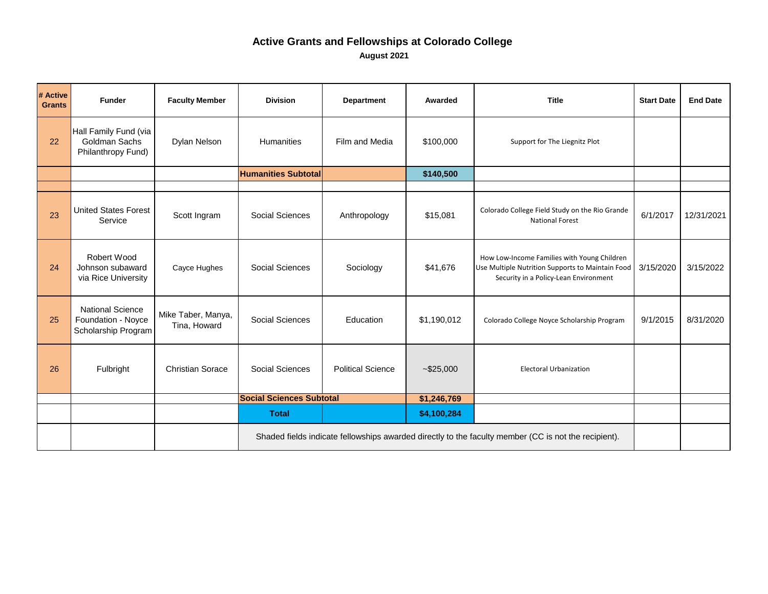## Active Grants and Fellowships at Colorado College

**August 2021**

| # Active Grants | Funder | Faculty Member | Division | Department | Awarded | Title | Start Date | End Date |
|---|---|---|---|---|---|---|---|---|
| 22 | Hall Family Fund (via Goldman Sachs Philanthropy Fund) | Dylan Nelson | Humanities | Film and Media | $100,000 | Support for The Liegnitz Plot | | |
| | | | **Humanities Subtotal** | | **$140,500** | | | |
| | | | | | | | | |
| 23 | United States Forest Service | Scott Ingram | Social Sciences | Anthropology | $15,081 | Colorado College Field Study on the Rio Grande National Forest | 6/1/2017 | 12/31/2021 |
| 24 | Robert Wood Johnson subaward via Rice University | Cayce Hughes | Social Sciences | Sociology | $41,676 | How Low-Income Families with Young Children Use Multiple Nutrition Supports to Maintain Food Security in a Policy-Lean Environment | 3/15/2020 | 3/15/2022 |
| 25 | National Science Foundation - Noyce Scholarship Program | Mike Taber, Manya, Tina, Howard | Social Sciences | Education | $1,190,012 | Colorado College Noyce Scholarship Program | 9/1/2015 | 8/31/2020 |
| 26 | Fulbright | Christian Sorace | Social Sciences | Political Science | ~$25,000 | Electoral Urbanization | | |
| | | | **Social Sciences Subtotal** | | **$1,246,769** | | | |
| | | | **Total** | | **$4,100,284** | | | |
| | | | Shaded fields indicate fellowships awarded directly to the faculty member (CC is not the recipient). | | | | | |